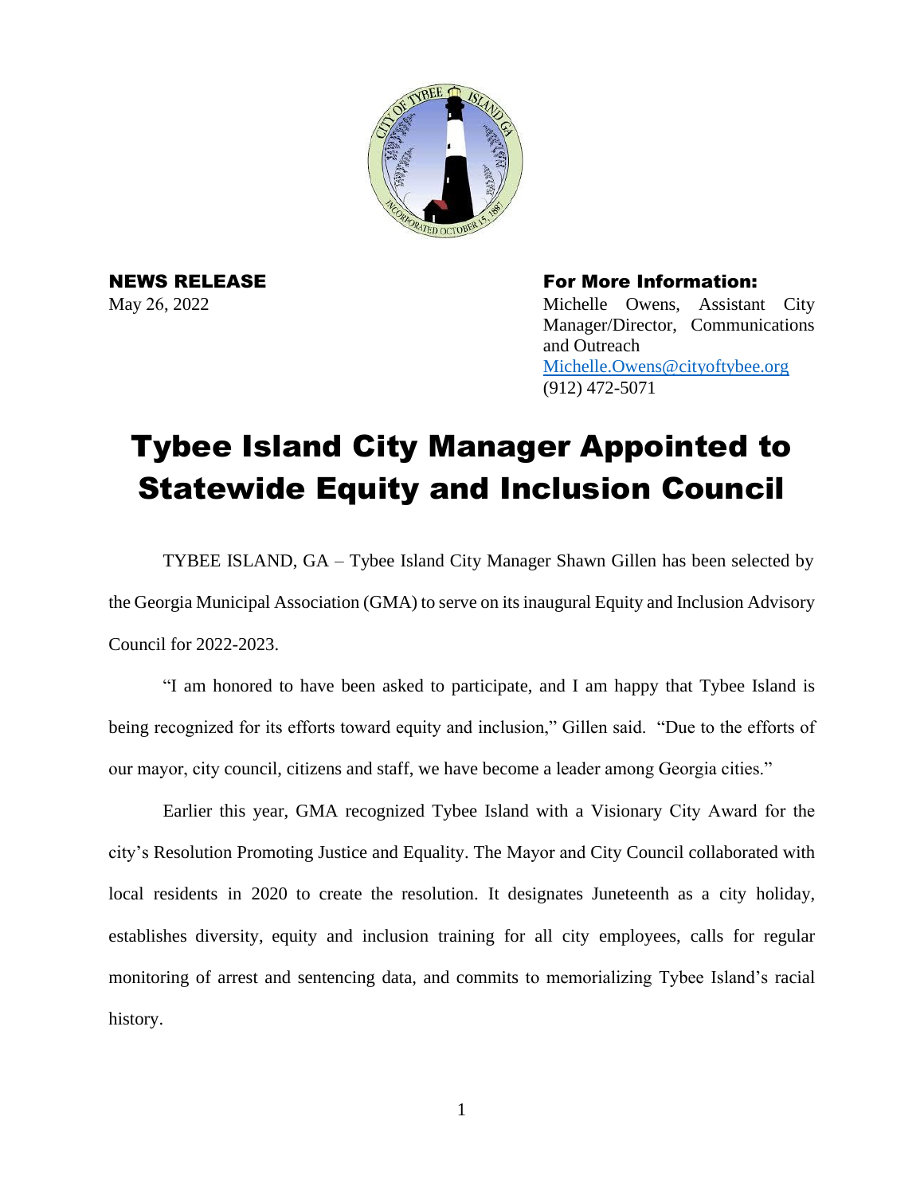**NEWS RELEASE**

May 26, 2022

**For More Information:**

Michelle Owens, Assistant City Manager/Director, Communications and Outreach
Michelle.Owens@cityoftybee.org
(912) 472-5071

# Tybee Island City Manager Appointed to Statewide Equity and Inclusion Council

TYBEE ISLAND, GA – Tybee Island City Manager Shawn Gillen has been selected by the Georgia Municipal Association (GMA) to serve on its inaugural Equity and Inclusion Advisory Council for 2022-2023.

"I am honored to have been asked to participate, and I am happy that Tybee Island is being recognized for its efforts toward equity and inclusion," Gillen said. "Due to the efforts of our mayor, city council, citizens and staff, we have become a leader among Georgia cities."

Earlier this year, GMA recognized Tybee Island with a Visionary City Award for the city's Resolution Promoting Justice and Equality. The Mayor and City Council collaborated with local residents in 2020 to create the resolution. It designates Juneteenth as a city holiday, establishes diversity, equity and inclusion training for all city employees, calls for regular monitoring of arrest and sentencing data, and commits to memorializing Tybee Island's racial history.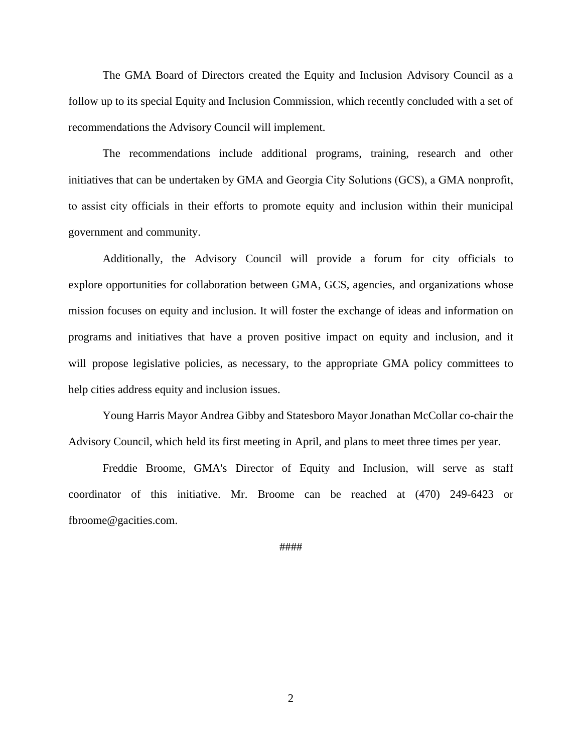The GMA Board of Directors created the Equity and Inclusion Advisory Council as a follow up to its special Equity and Inclusion Commission, which recently concluded with a set of recommendations the Advisory Council will implement.

The recommendations include additional programs, training, research and other initiatives that can be undertaken by GMA and Georgia City Solutions (GCS), a GMA nonprofit, to assist city officials in their efforts to promote equity and inclusion within their municipal government and community.

Additionally, the Advisory Council will provide a forum for city officials to explore opportunities for collaboration between GMA, GCS, agencies, and organizations whose mission focuses on equity and inclusion. It will foster the exchange of ideas and information on programs and initiatives that have a proven positive impact on equity and inclusion, and it will propose legislative policies, as necessary, to the appropriate GMA policy committees to help cities address equity and inclusion issues.

Young Harris Mayor Andrea Gibby and Statesboro Mayor Jonathan McCollar co-chair the Advisory Council, which held its first meeting in April, and plans to meet three times per year.

Freddie Broome, GMA's Director of Equity and Inclusion, will serve as staff coordinator of this initiative. Mr. Broome can be reached at (470) 249-6423 or fbroome@gacities.com.

####